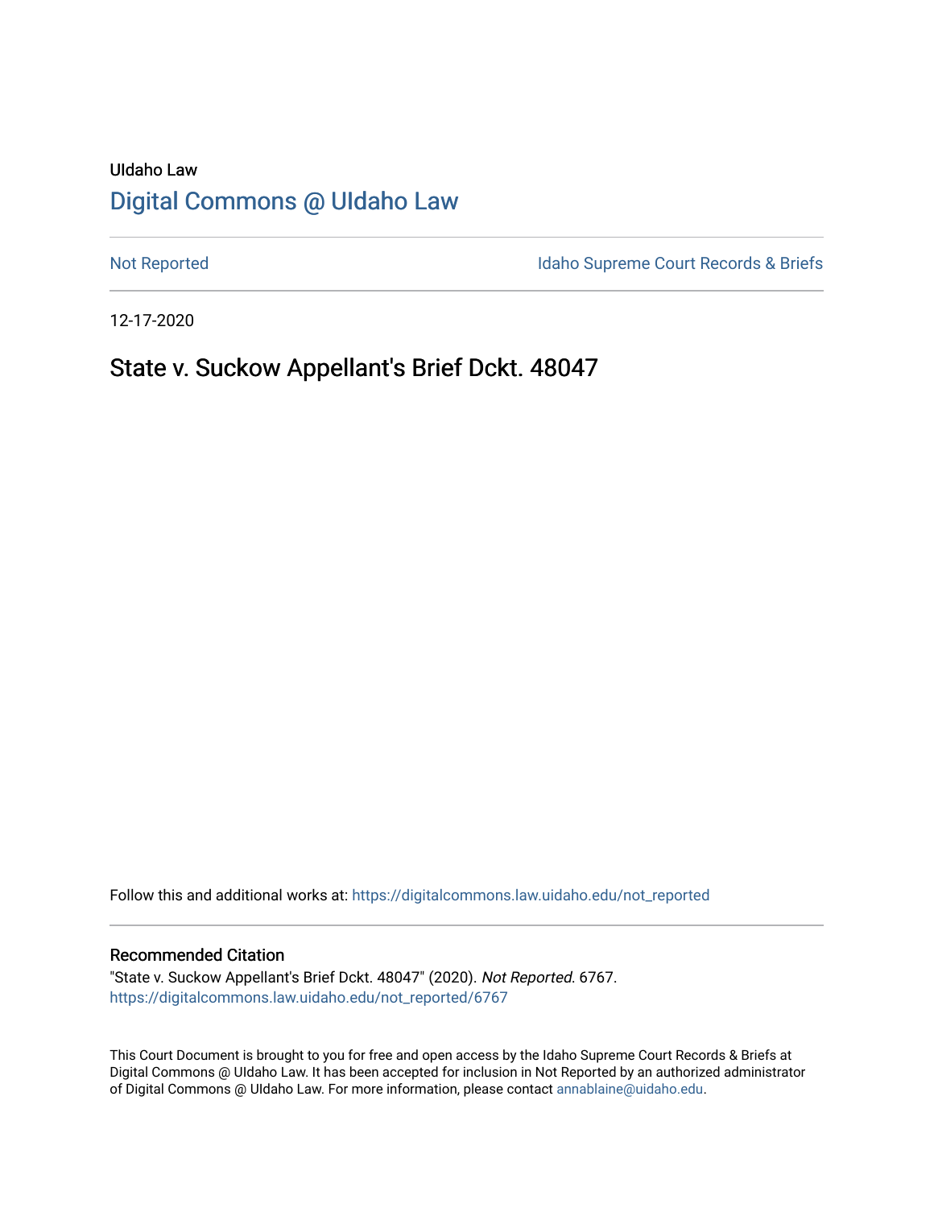UIdaho Law

# Digital Commons @ UIdaho Law

Not Reported

Idaho Supreme Court Records & Briefs

12-17-2020

## State v. Suckow Appellant's Brief Dckt. 48047

Follow this and additional works at: https://digitalcommons.law.uidaho.edu/not_reported

### Recommended Citation

"State v. Suckow Appellant's Brief Dckt. 48047" (2020). *Not Reported*. 6767.
https://digitalcommons.law.uidaho.edu/not_reported/6767

This Court Document is brought to you for free and open access by the Idaho Supreme Court Records & Briefs at Digital Commons @ UIdaho Law. It has been accepted for inclusion in Not Reported by an authorized administrator of Digital Commons @ UIdaho Law. For more information, please contact annablaine@uidaho.edu.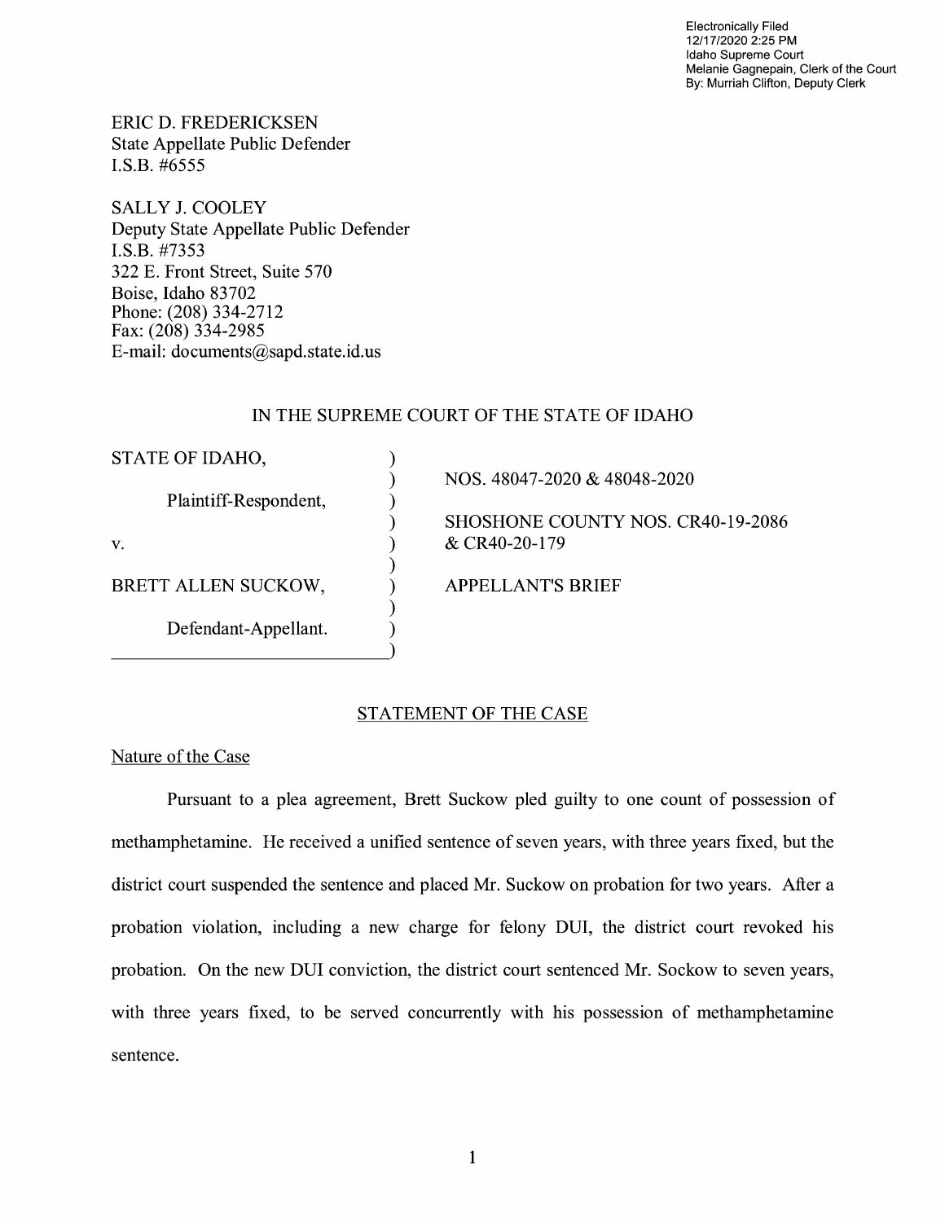Electronically Filed
12/17/2020 2:25 PM
Idaho Supreme Court
Melanie Gagnepain, Clerk of the Court
By: Murriah Clifton, Deputy Clerk

ERIC D. FREDERICKSEN
State Appellate Public Defender
I.S.B. #6555

SALLY J. COOLEY
Deputy State Appellate Public Defender
I.S.B. #7353
322 E. Front Street, Suite 570
Boise, Idaho 83702
Phone: (208) 334-2712
Fax: (208) 334-2985
E-mail: documents@sapd.state.id.us

IN THE SUPREME COURT OF THE STATE OF IDAHO

| | | |
|---|---|---|
| STATE OF IDAHO, | ) | NOS. 48047-2020 & 48048-2020 |
| Plaintiff-Respondent, | ) | |
| | ) | SHOSHONE COUNTY NOS. CR40-19-2086 |
| v. | ) | & CR40-20-179 |
| | ) | |
| BRETT ALLEN SUCKOW, | ) | APPELLANT'S BRIEF |
| | ) | |
| Defendant-Appellant. | ) | |

## STATEMENT OF THE CASE

### Nature of the Case

Pursuant to a plea agreement, Brett Suckow pled guilty to one count of possession of methamphetamine. He received a unified sentence of seven years, with three years fixed, but the district court suspended the sentence and placed Mr. Suckow on probation for two years. After a probation violation, including a new charge for felony DUI, the district court revoked his probation. On the new DUI conviction, the district court sentenced Mr. Sockow to seven years, with three years fixed, to be served concurrently with his possession of methamphetamine sentence.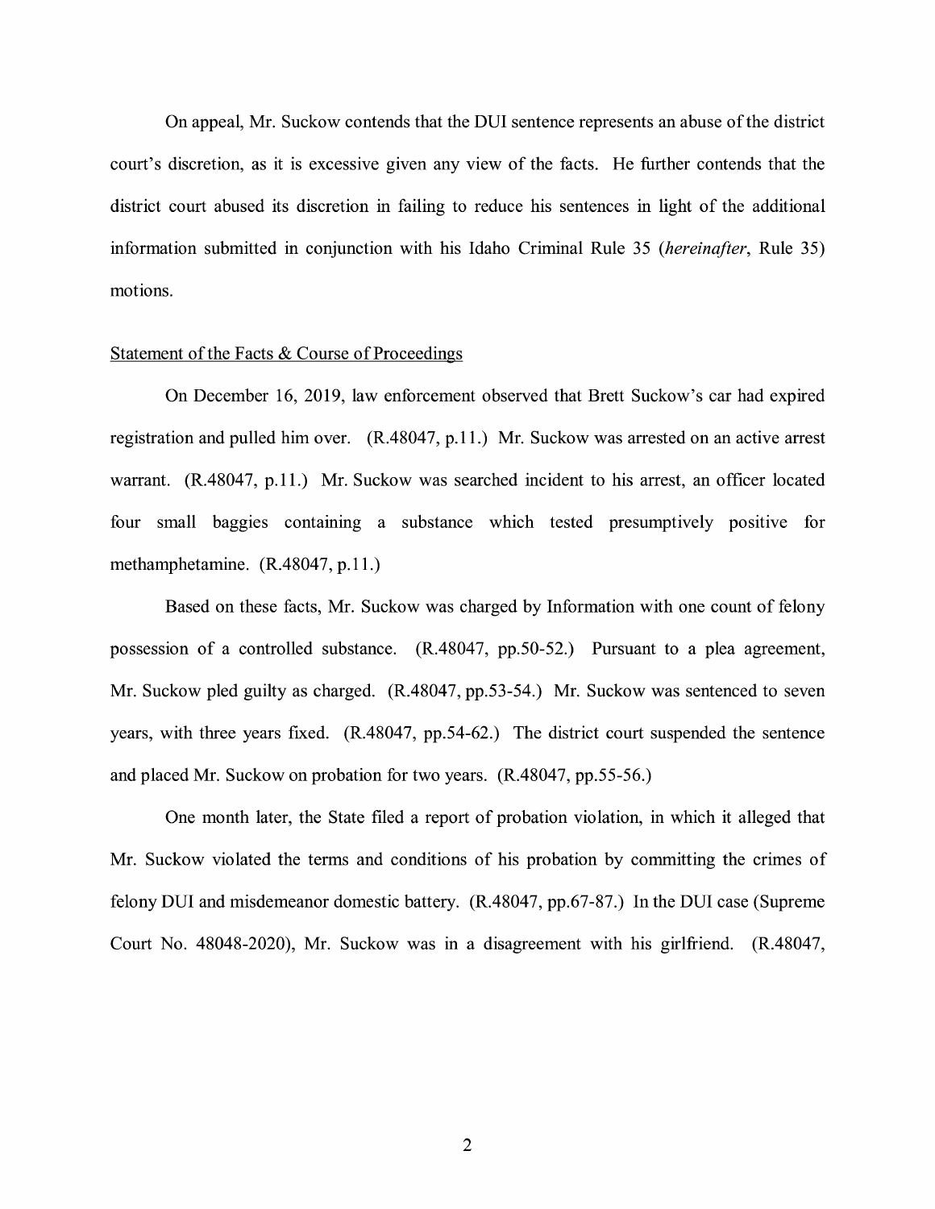On appeal, Mr. Suckow contends that the DUI sentence represents an abuse of the district court's discretion, as it is excessive given any view of the facts. He further contends that the district court abused its discretion in failing to reduce his sentences in light of the additional information submitted in conjunction with his Idaho Criminal Rule 35 (*hereinafter*, Rule 35) motions.

Statement of the Facts & Course of Proceedings

On December 16, 2019, law enforcement observed that Brett Suckow's car had expired registration and pulled him over. (R.48047, p.11.) Mr. Suckow was arrested on an active arrest warrant. (R.48047, p.11.) Mr. Suckow was searched incident to his arrest, an officer located four small baggies containing a substance which tested presumptively positive for methamphetamine. (R.48047, p.11.)

Based on these facts, Mr. Suckow was charged by Information with one count of felony possession of a controlled substance. (R.48047, pp.50-52.) Pursuant to a plea agreement, Mr. Suckow pled guilty as charged. (R.48047, pp.53-54.) Mr. Suckow was sentenced to seven years, with three years fixed. (R.48047, pp.54-62.) The district court suspended the sentence and placed Mr. Suckow on probation for two years. (R.48047, pp.55-56.)

One month later, the State filed a report of probation violation, in which it alleged that Mr. Suckow violated the terms and conditions of his probation by committing the crimes of felony DUI and misdemeanor domestic battery. (R.48047, pp.67-87.) In the DUI case (Supreme Court No. 48048-2020), Mr. Suckow was in a disagreement with his girlfriend. (R.48047,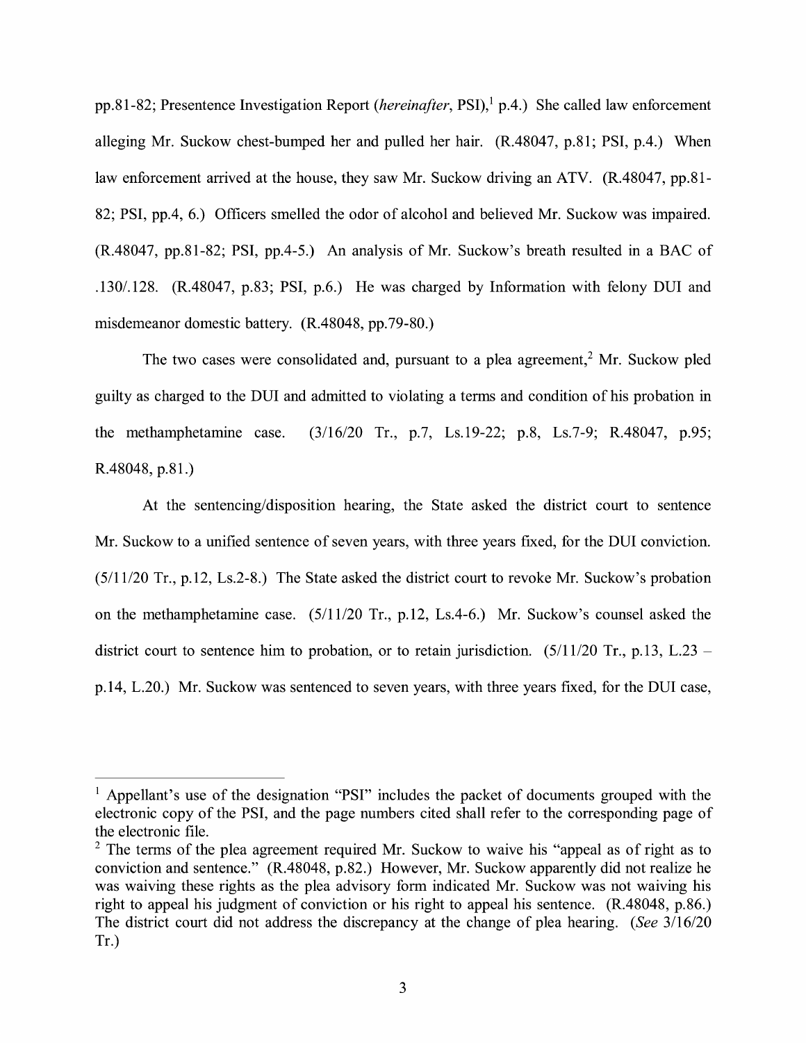pp.81-82; Presentence Investigation Report (*hereinafter*, PSI),[1] p.4.) She called law enforcement alleging Mr. Suckow chest-bumped her and pulled her hair. (R.48047, p.81; PSI, p.4.) When law enforcement arrived at the house, they saw Mr. Suckow driving an ATV. (R.48047, pp.81-82; PSI, pp.4, 6.) Officers smelled the odor of alcohol and believed Mr. Suckow was impaired. (R.48047, pp.81-82; PSI, pp.4-5.) An analysis of Mr. Suckow's breath resulted in a BAC of .130/.128. (R.48047, p.83; PSI, p.6.) He was charged by Information with felony DUI and misdemeanor domestic battery. (R.48048, pp.79-80.)

The two cases were consolidated and, pursuant to a plea agreement,[2] Mr. Suckow pled guilty as charged to the DUI and admitted to violating a terms and condition of his probation in the methamphetamine case. (3/16/20 Tr., p.7, Ls.19-22; p.8, Ls.7-9; R.48047, p.95; R.48048, p.81.)

At the sentencing/disposition hearing, the State asked the district court to sentence Mr. Suckow to a unified sentence of seven years, with three years fixed, for the DUI conviction. (5/11/20 Tr., p.12, Ls.2-8.) The State asked the district court to revoke Mr. Suckow's probation on the methamphetamine case. (5/11/20 Tr., p.12, Ls.4-6.) Mr. Suckow's counsel asked the district court to sentence him to probation, or to retain jurisdiction. (5/11/20 Tr., p.13, L.23 – p.14, L.20.) Mr. Suckow was sentenced to seven years, with three years fixed, for the DUI case,

---

[1] Appellant's use of the designation "PSI" includes the packet of documents grouped with the electronic copy of the PSI, and the page numbers cited shall refer to the corresponding page of the electronic file.

[2] The terms of the plea agreement required Mr. Suckow to waive his "appeal as of right as to conviction and sentence." (R.48048, p.82.) However, Mr. Suckow apparently did not realize he was waiving these rights as the plea advisory form indicated Mr. Suckow was not waiving his right to appeal his judgment of conviction or his right to appeal his sentence. (R.48048, p.86.) The district court did not address the discrepancy at the change of plea hearing. (*See* 3/16/20 Tr.)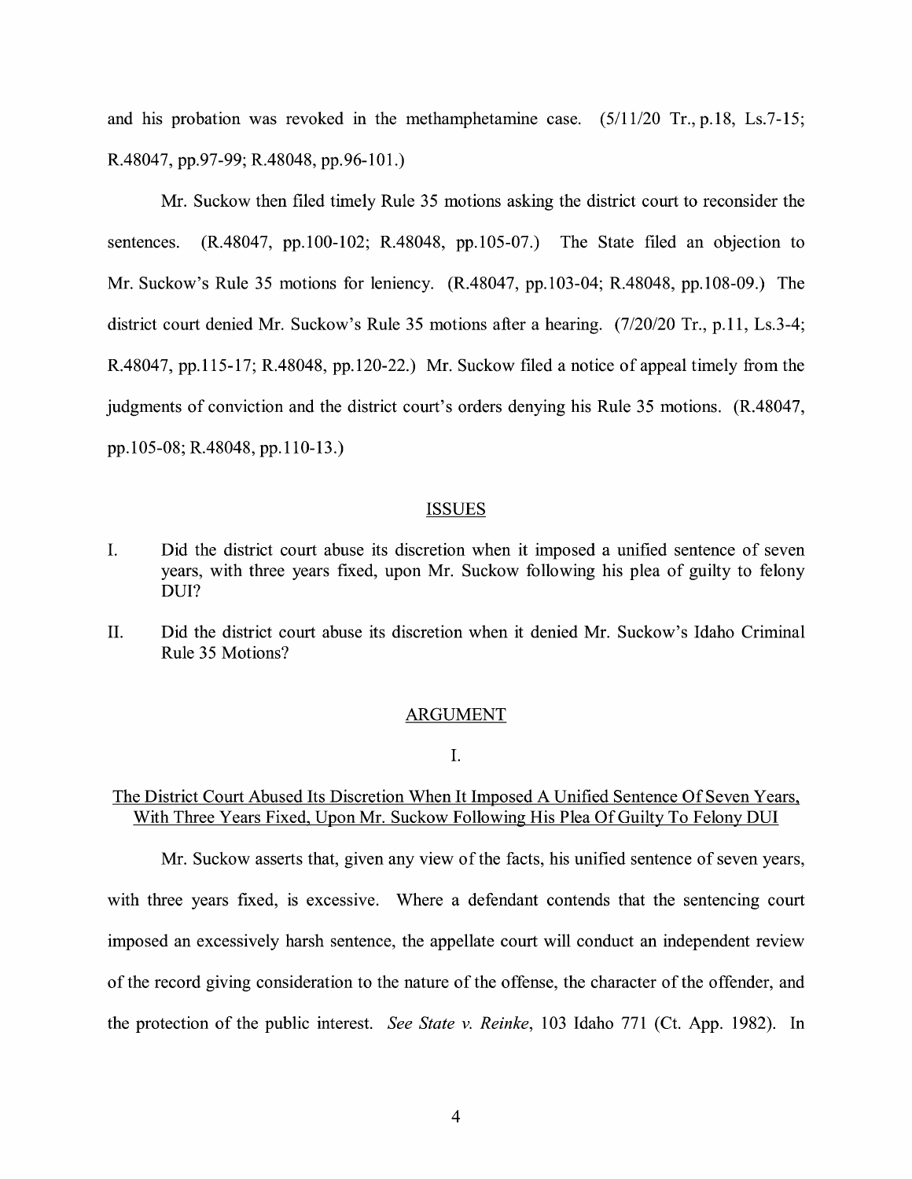and his probation was revoked in the methamphetamine case. (5/11/20 Tr., p.18, Ls.7-15; R.48047, pp.97-99; R.48048, pp.96-101.)

Mr. Suckow then filed timely Rule 35 motions asking the district court to reconsider the sentences. (R.48047, pp.100-102; R.48048, pp.105-07.) The State filed an objection to Mr. Suckow's Rule 35 motions for leniency. (R.48047, pp.103-04; R.48048, pp.108-09.) The district court denied Mr. Suckow's Rule 35 motions after a hearing. (7/20/20 Tr., p.11, Ls.3-4; R.48047, pp.115-17; R.48048, pp.120-22.) Mr. Suckow filed a notice of appeal timely from the judgments of conviction and the district court's orders denying his Rule 35 motions. (R.48047, pp.105-08; R.48048, pp.110-13.)

## ISSUES

I. Did the district court abuse its discretion when it imposed a unified sentence of seven years, with three years fixed, upon Mr. Suckow following his plea of guilty to felony DUI?

II. Did the district court abuse its discretion when it denied Mr. Suckow's Idaho Criminal Rule 35 Motions?

## ARGUMENT

### I.

### The District Court Abused Its Discretion When It Imposed A Unified Sentence Of Seven Years, With Three Years Fixed, Upon Mr. Suckow Following His Plea Of Guilty To Felony DUI

Mr. Suckow asserts that, given any view of the facts, his unified sentence of seven years, with three years fixed, is excessive. Where a defendant contends that the sentencing court imposed an excessively harsh sentence, the appellate court will conduct an independent review of the record giving consideration to the nature of the offense, the character of the offender, and the protection of the public interest. *See State v. Reinke*, 103 Idaho 771 (Ct. App. 1982). In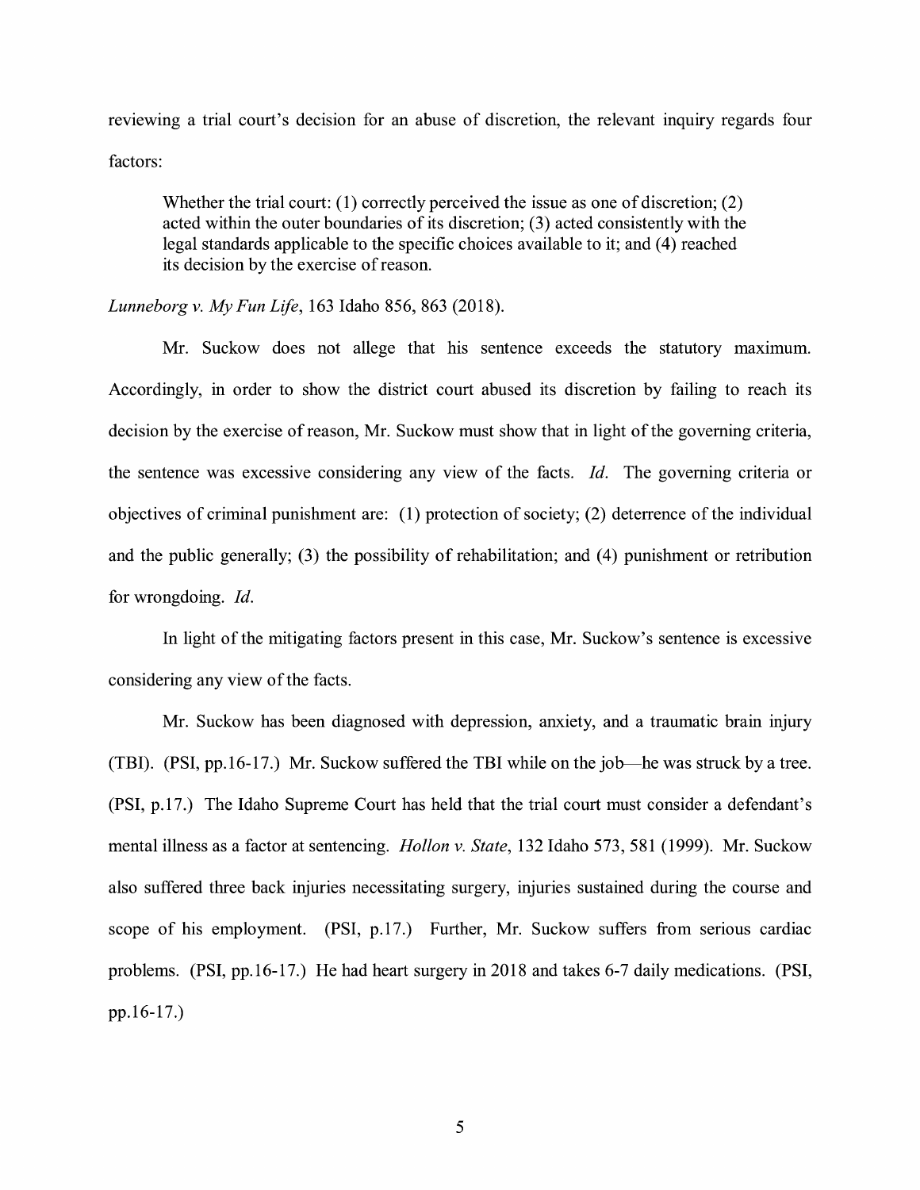reviewing a trial court's decision for an abuse of discretion, the relevant inquiry regards four factors:

> Whether the trial court: (1) correctly perceived the issue as one of discretion; (2) acted within the outer boundaries of its discretion; (3) acted consistently with the legal standards applicable to the specific choices available to it; and (4) reached its decision by the exercise of reason.

*Lunneborg v. My Fun Life*, 163 Idaho 856, 863 (2018).

Mr. Suckow does not allege that his sentence exceeds the statutory maximum. Accordingly, in order to show the district court abused its discretion by failing to reach its decision by the exercise of reason, Mr. Suckow must show that in light of the governing criteria, the sentence was excessive considering any view of the facts. *Id.* The governing criteria or objectives of criminal punishment are: (1) protection of society; (2) deterrence of the individual and the public generally; (3) the possibility of rehabilitation; and (4) punishment or retribution for wrongdoing. *Id.*

In light of the mitigating factors present in this case, Mr. Suckow's sentence is excessive considering any view of the facts.

Mr. Suckow has been diagnosed with depression, anxiety, and a traumatic brain injury (TBI). (PSI, pp.16-17.) Mr. Suckow suffered the TBI while on the job—he was struck by a tree. (PSI, p.17.) The Idaho Supreme Court has held that the trial court must consider a defendant's mental illness as a factor at sentencing. *Hollon v. State*, 132 Idaho 573, 581 (1999). Mr. Suckow also suffered three back injuries necessitating surgery, injuries sustained during the course and scope of his employment. (PSI, p.17.) Further, Mr. Suckow suffers from serious cardiac problems. (PSI, pp.16-17.) He had heart surgery in 2018 and takes 6-7 daily medications. (PSI, pp.16-17.)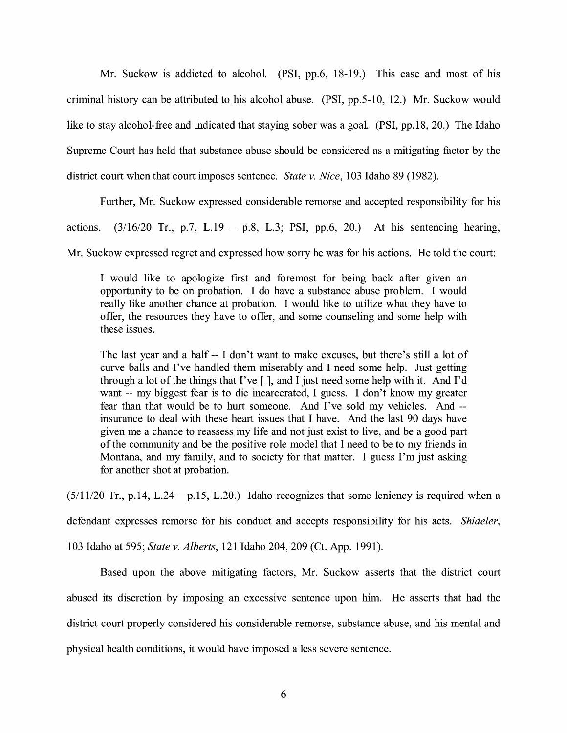Mr. Suckow is addicted to alcohol. (PSI, pp.6, 18-19.) This case and most of his criminal history can be attributed to his alcohol abuse. (PSI, pp.5-10, 12.) Mr. Suckow would like to stay alcohol-free and indicated that staying sober was a goal. (PSI, pp.18, 20.) The Idaho Supreme Court has held that substance abuse should be considered as a mitigating factor by the district court when that court imposes sentence. *State v. Nice*, 103 Idaho 89 (1982).

Further, Mr. Suckow expressed considerable remorse and accepted responsibility for his actions. (3/16/20 Tr., p.7, L.19 – p.8, L.3; PSI, pp.6, 20.) At his sentencing hearing, Mr. Suckow expressed regret and expressed how sorry he was for his actions. He told the court:

> I would like to apologize first and foremost for being back after given an opportunity to be on probation. I do have a substance abuse problem. I would really like another chance at probation. I would like to utilize what they have to offer, the resources they have to offer, and some counseling and some help with these issues.
>
> The last year and a half -- I don't want to make excuses, but there's still a lot of curve balls and I've handled them miserably and I need some help. Just getting through a lot of the things that I've [ ], and I just need some help with it. And I'd want -- my biggest fear is to die incarcerated, I guess. I don't know my greater fear than that would be to hurt someone. And I've sold my vehicles. And -- insurance to deal with these heart issues that I have. And the last 90 days have given me a chance to reassess my life and not just exist to live, and be a good part of the community and be the positive role model that I need to be to my friends in Montana, and my family, and to society for that matter. I guess I'm just asking for another shot at probation.

(5/11/20 Tr., p.14, L.24 – p.15, L.20.) Idaho recognizes that some leniency is required when a defendant expresses remorse for his conduct and accepts responsibility for his acts. *Shideler*, 103 Idaho at 595; *State v. Alberts*, 121 Idaho 204, 209 (Ct. App. 1991).

Based upon the above mitigating factors, Mr. Suckow asserts that the district court abused its discretion by imposing an excessive sentence upon him. He asserts that had the district court properly considered his considerable remorse, substance abuse, and his mental and physical health conditions, it would have imposed a less severe sentence.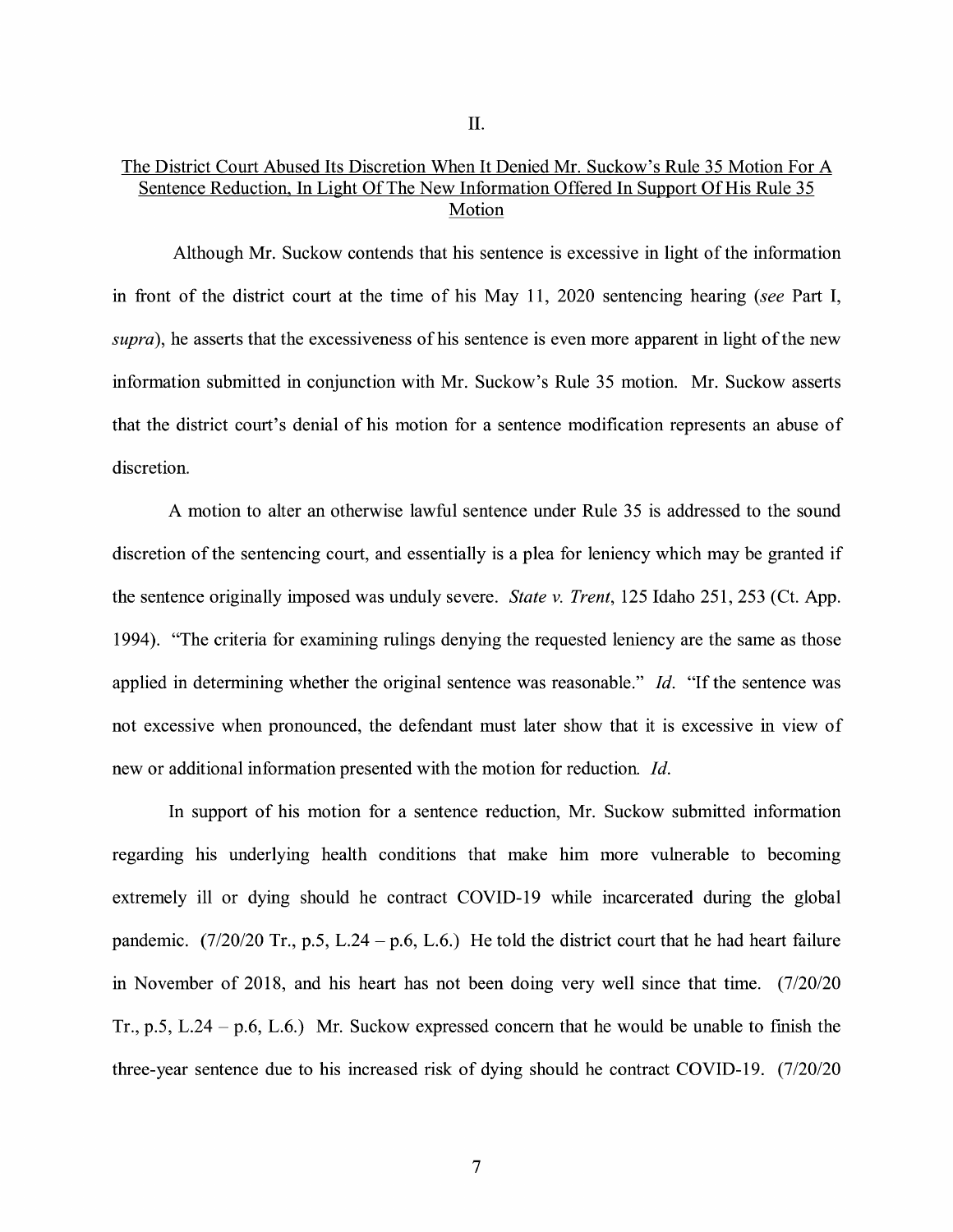## II.

## The District Court Abused Its Discretion When It Denied Mr. Suckow's Rule 35 Motion For A Sentence Reduction, In Light Of The New Information Offered In Support Of His Rule 35 Motion

Although Mr. Suckow contends that his sentence is excessive in light of the information in front of the district court at the time of his May 11, 2020 sentencing hearing (*see* Part I, *supra*), he asserts that the excessiveness of his sentence is even more apparent in light of the new information submitted in conjunction with Mr. Suckow's Rule 35 motion. Mr. Suckow asserts that the district court's denial of his motion for a sentence modification represents an abuse of discretion.

A motion to alter an otherwise lawful sentence under Rule 35 is addressed to the sound discretion of the sentencing court, and essentially is a plea for leniency which may be granted if the sentence originally imposed was unduly severe. *State v. Trent*, 125 Idaho 251, 253 (Ct. App. 1994). "The criteria for examining rulings denying the requested leniency are the same as those applied in determining whether the original sentence was reasonable." *Id*. "If the sentence was not excessive when pronounced, the defendant must later show that it is excessive in view of new or additional information presented with the motion for reduction. *Id*.

In support of his motion for a sentence reduction, Mr. Suckow submitted information regarding his underlying health conditions that make him more vulnerable to becoming extremely ill or dying should he contract COVID-19 while incarcerated during the global pandemic. (7/20/20 Tr., p.5, L.24 – p.6, L.6.) He told the district court that he had heart failure in November of 2018, and his heart has not been doing very well since that time. (7/20/20 Tr., p.5, L.24 – p.6, L.6.) Mr. Suckow expressed concern that he would be unable to finish the three-year sentence due to his increased risk of dying should he contract COVID-19. (7/20/20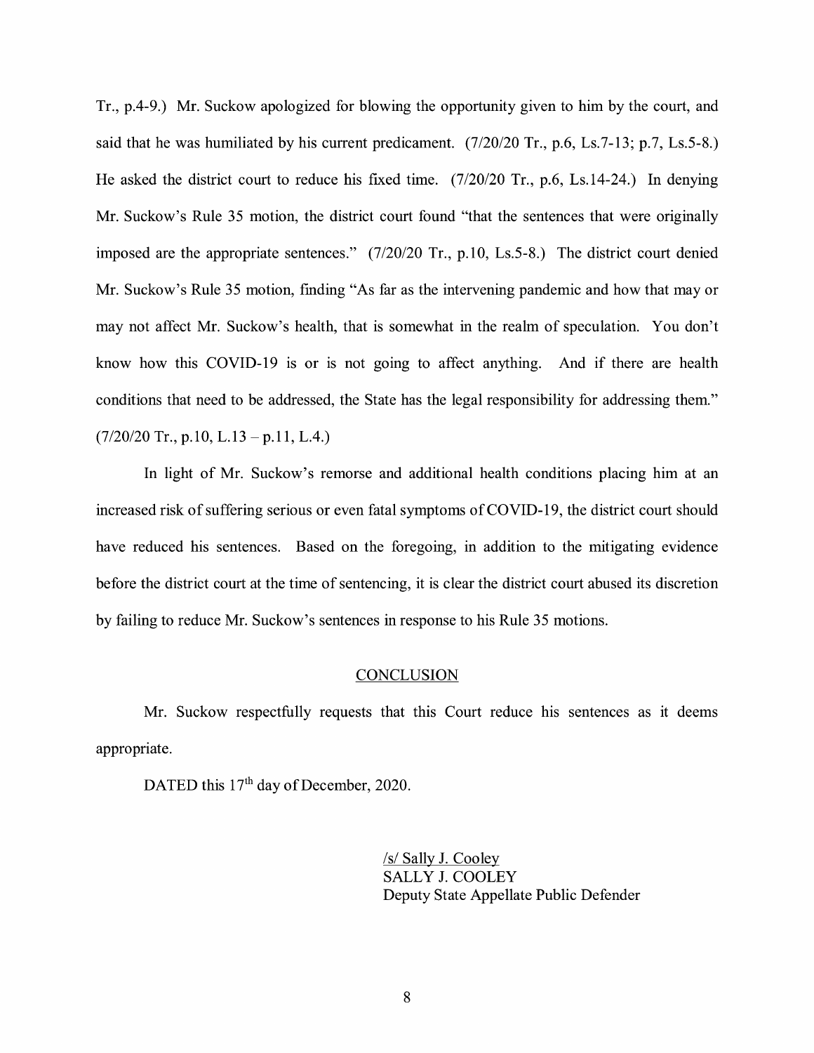Tr., p.4-9.) Mr. Suckow apologized for blowing the opportunity given to him by the court, and said that he was humiliated by his current predicament. (7/20/20 Tr., p.6, Ls.7-13; p.7, Ls.5-8.) He asked the district court to reduce his fixed time. (7/20/20 Tr., p.6, Ls.14-24.) In denying Mr. Suckow's Rule 35 motion, the district court found "that the sentences that were originally imposed are the appropriate sentences." (7/20/20 Tr., p.10, Ls.5-8.) The district court denied Mr. Suckow's Rule 35 motion, finding "As far as the intervening pandemic and how that may or may not affect Mr. Suckow's health, that is somewhat in the realm of speculation. You don't know how this COVID-19 is or is not going to affect anything. And if there are health conditions that need to be addressed, the State has the legal responsibility for addressing them." (7/20/20 Tr., p.10, L.13 – p.11, L.4.)

In light of Mr. Suckow's remorse and additional health conditions placing him at an increased risk of suffering serious or even fatal symptoms of COVID-19, the district court should have reduced his sentences. Based on the foregoing, in addition to the mitigating evidence before the district court at the time of sentencing, it is clear the district court abused its discretion by failing to reduce Mr. Suckow's sentences in response to his Rule 35 motions.

## CONCLUSION

Mr. Suckow respectfully requests that this Court reduce his sentences as it deems appropriate.

DATED this 17th day of December, 2020.

/s/ Sally J. Cooley  
SALLY J. COOLEY  
Deputy State Appellate Public Defender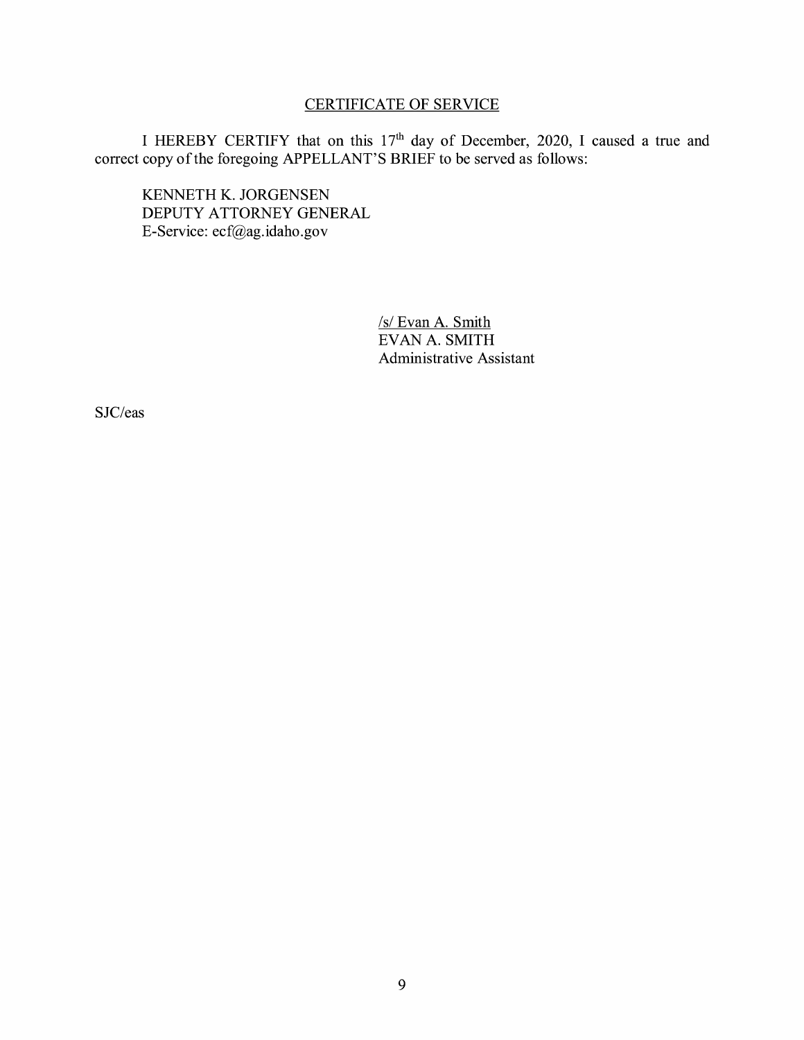## CERTIFICATE OF SERVICE

I HEREBY CERTIFY that on this 17th day of December, 2020, I caused a true and correct copy of the foregoing APPELLANT'S BRIEF to be served as follows:

KENNETH K. JORGENSEN
DEPUTY ATTORNEY GENERAL
E-Service: ecf@ag.idaho.gov

/s/ Evan A. Smith
EVAN A. SMITH
Administrative Assistant

SJC/eas